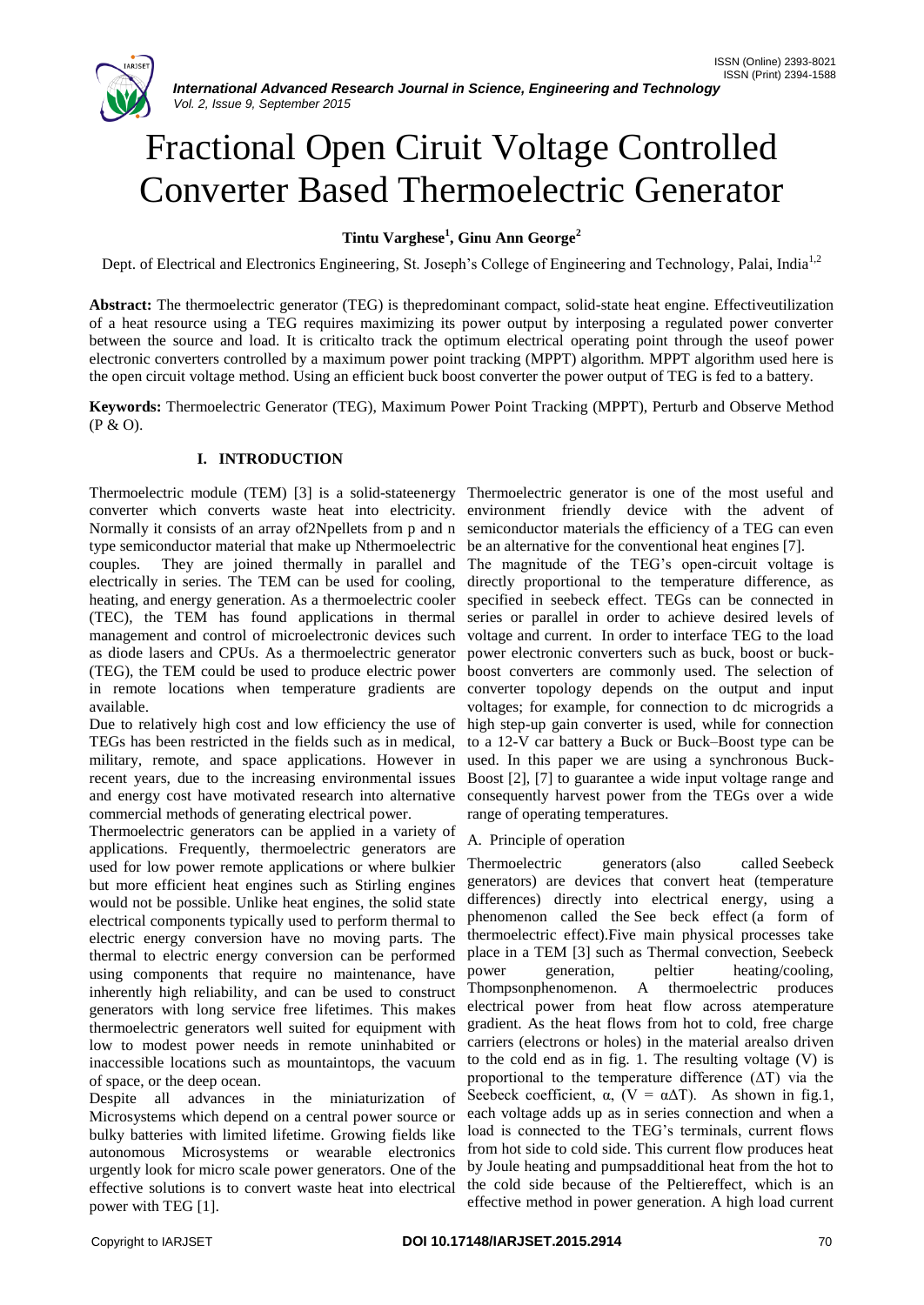# Fractional Open Ciruit Voltage Controlled Converter Based Thermoelectric Generator

**Tintu Varghese[1], Ginu Ann George[2]**

Dept. of Electrical and Electronics Engineering, St. Joseph's College of Engineering and Technology, Palai, India[1,2]

**Abstract:** The thermoelectric generator (TEG) is thepredominant compact, solid-state heat engine. Effectiveutilization of a heat resource using a TEG requires maximizing its power output by interposing a regulated power converter between the source and load. It is criticalto track the optimum electrical operating point through the useof power electronic converters controlled by a maximum power point tracking (MPPT) algorithm. MPPT algorithm used here is the open circuit voltage method. Using an efficient buck boost converter the power output of TEG is fed to a battery.

**Keywords:** Thermoelectric Generator (TEG), Maximum Power Point Tracking (MPPT), Perturb and Observe Method (P & O).

## I. INTRODUCTION

Thermoelectric module (TEM) [3] is a solid-stateenergy converter which converts waste heat into electricity. Normally it consists of an array of2Npellets from p and n type semiconductor material that make up Nthermoelectric couples. They are joined thermally in parallel and electrically in series. The TEM can be used for cooling, heating, and energy generation. As a thermoelectric cooler (TEC), the TEM has found applications in thermal management and control of microelectronic devices such as diode lasers and CPUs. As a thermoelectric generator (TEG), the TEM could be used to produce electric power in remote locations when temperature gradients are available.

Due to relatively high cost and low efficiency the use of TEGs has been restricted in the fields such as in medical, military, remote, and space applications. However in recent years, due to the increasing environmental issues and energy cost have motivated research into alternative commercial methods of generating electrical power.

Thermoelectric generators can be applied in a variety of applications. Frequently, thermoelectric generators are used for low power remote applications or where bulkier but more efficient heat engines such as Stirling engines would not be possible. Unlike heat engines, the solid state electrical components typically used to perform thermal to electric energy conversion have no moving parts. The thermal to electric energy conversion can be performed using components that require no maintenance, have inherently high reliability, and can be used to construct generators with long service free lifetimes. This makes thermoelectric generators well suited for equipment with low to modest power needs in remote uninhabited or inaccessible locations such as mountaintops, the vacuum of space, or the deep ocean.

Despite all advances in the miniaturization of Microsystems which depend on a central power source or bulky batteries with limited lifetime. Growing fields like autonomous Microsystems or wearable electronics urgently look for micro scale power generators. One of the effective solutions is to convert waste heat into electrical power with TEG [1].

Thermoelectric generator is one of the most useful and environment friendly device with the advent of semiconductor materials the efficiency of a TEG can even be an alternative for the conventional heat engines [7].

The magnitude of the TEG's open-circuit voltage is directly proportional to the temperature difference, as specified in seebeck effect. TEGs can be connected in series or parallel in order to achieve desired levels of voltage and current. In order to interface TEG to the load power electronic converters such as buck, boost or buck-boost converters are commonly used. The selection of converter topology depends on the output and input voltages; for example, for connection to dc microgrids a high step-up gain converter is used, while for connection to a 12-V car battery a Buck or Buck–Boost type can be used. In this paper we are using a synchronous Buck-Boost [2], [7] to guarantee a wide input voltage range and consequently harvest power from the TEGs over a wide range of operating temperatures.

### A. Principle of operation

Thermoelectric generators (also called Seebeck generators) are devices that convert heat (temperature differences) directly into electrical energy, using a phenomenon called the See beck effect (a form of thermoelectric effect).Five main physical processes take place in a TEM [3] such as Thermal convection, Seebeck power generation, peltier heating/cooling, Thompsonphenomenon. A thermoelectric produces electrical power from heat flow across atemperature gradient. As the heat flows from hot to cold, free charge carriers (electrons or holes) in the material arealso driven to the cold end as in fig. 1. The resulting voltage (V) is proportional to the temperature difference ($\Delta T$) via the Seebeck coefficient, $\alpha$, ($V = \alpha\Delta T$). As shown in fig.1, each voltage adds up as in series connection and when a load is connected to the TEG's terminals, current flows from hot side to cold side. This current flow produces heat by Joule heating and pumpsadditional heat from the hot to the cold side because of the Peltiereffect, which is an effective method in power generation. A high load current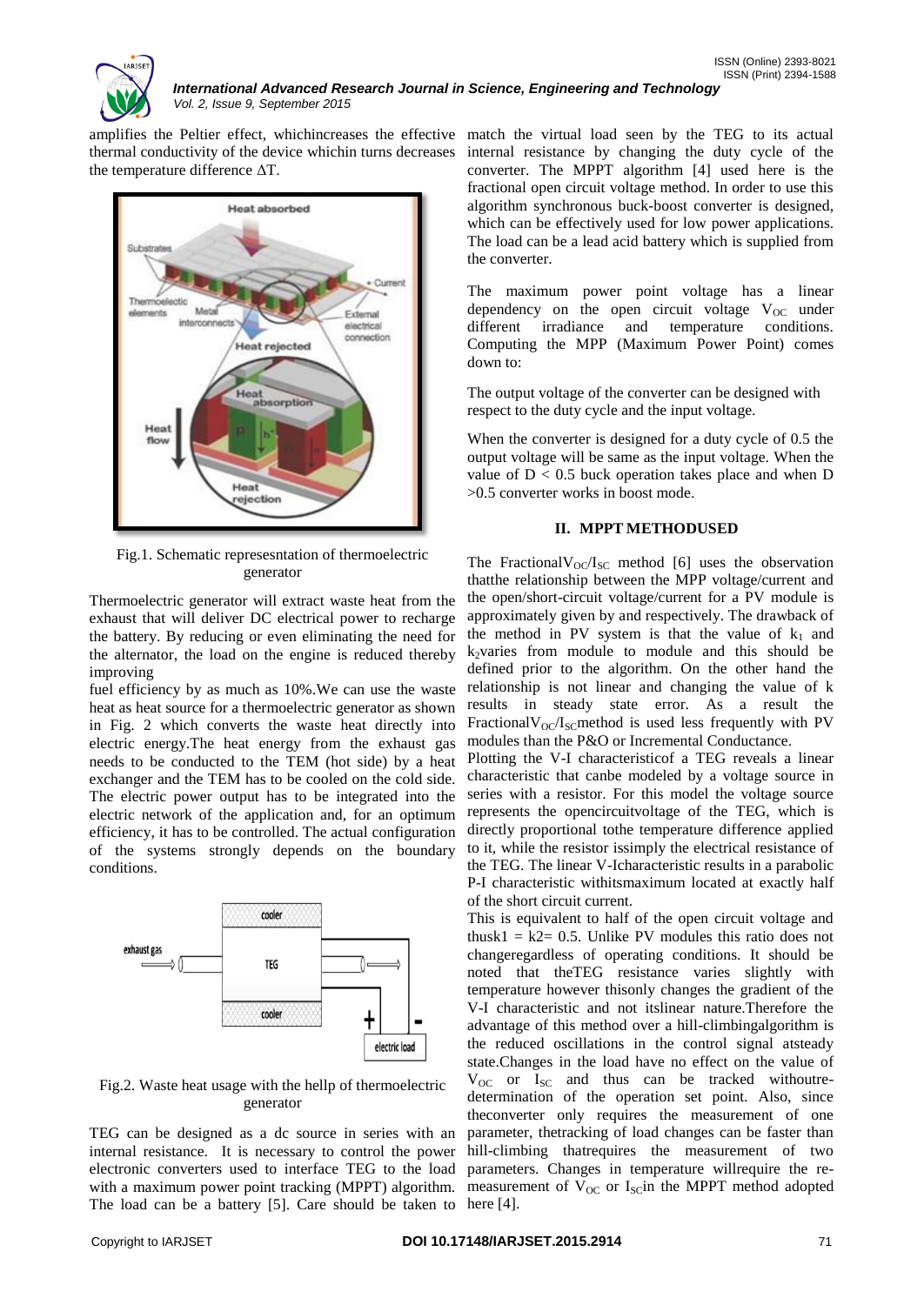amplifies the Peltier effect, whichincreases the effective thermal conductivity of the device whichin turns decreases the temperature difference ΔT.

Fig.1. Schematic represesntation of thermoelectric generator

Thermoelectric generator will extract waste heat from the exhaust that will deliver DC electrical power to recharge the battery. By reducing or even eliminating the need for the alternator, the load on the engine is reduced thereby improving

fuel efficiency by as much as 10%.We can use the waste heat as heat source for a thermoelectric generator as shown in Fig. 2 which converts the waste heat directly into electric energy.The heat energy from the exhaust gas needs to be conducted to the TEM (hot side) by a heat exchanger and the TEM has to be cooled on the cold side. The electric power output has to be integrated into the electric network of the application and, for an optimum efficiency, it has to be controlled. The actual configuration of the systems strongly depends on the boundary conditions.

Fig.2. Waste heat usage with the hellp of thermoelectric generator

TEG can be designed as a dc source in series with an internal resistance. It is necessary to control the power electronic converters used to interface TEG to the load with a maximum power point tracking (MPPT) algorithm. The load can be a battery [5]. Care should be taken to match the virtual load seen by the TEG to its actual internal resistance by changing the duty cycle of the converter. The MPPT algorithm [4] used here is the fractional open circuit voltage method. In order to use this algorithm synchronous buck-boost converter is designed, which can be effectively used for low power applications. The load can be a lead acid battery which is supplied from the converter.

The maximum power point voltage has a linear dependency on the open circuit voltage $V_{OC}$ under different irradiance and temperature conditions. Computing the MPP (Maximum Power Point) comes down to:

The output voltage of the converter can be designed with respect to the duty cycle and the input voltage.

When the converter is designed for a duty cycle of 0.5 the output voltage will be same as the input voltage. When the value of $D < 0.5$ buck operation takes place and when $D > 0.5$ converter works in boost mode.

## II. MPPT METHODUSED

The Fractional$V_{OC}/I_{SC}$ method [6] uses the observation thatthe relationship between the MPP voltage/current and the open/short-circuit voltage/current for a PV module is approximately given by and respectively. The drawback of the method in PV system is that the value of $k_1$ and $k_2$varies from module to module and this should be defined prior to the algorithm. On the other hand the relationship is not linear and changing the value of k results in steady state error. As a result the Fractional$V_{OC}/I_{SC}$method is used less frequently with PV modules than the P&O or Incremental Conductance.

Plotting the V-I characteristicof a TEG reveals a linear characteristic that canbe modeled by a voltage source in series with a resistor. For this model the voltage source represents the opencircuitvoltage of the TEG, which is directly proportional tothe temperature difference applied to it, while the resistor issimply the electrical resistance of the TEG. The linear V-Icharacteristic results in a parabolic P-I characteristic withitsmaximum located at exactly half of the short circuit current.

This is equivalent to half of the open circuit voltage and thus$k1 = k2 = 0.5$. Unlike PV modules this ratio does not changeregardless of operating conditions. It should be noted that theTEG resistance varies slightly with temperature however thisonly changes the gradient of the V-I characteristic and not itslinear nature.Therefore the advantage of this method over a hill-climbingalgorithm is the reduced oscillations in the control signal atsteady state.Changes in the load have no effect on the value of $V_{OC}$ or $I_{SC}$ and thus can be tracked withoutre-determination of the operation set point. Also, since theconverter only requires the measurement of one parameter, thetracking of load changes can be faster than hill-climbing thatrequires the measurement of two parameters. Changes in temperature willrequire the re-measurement of $V_{OC}$ or $I_{SC}$in the MPPT method adopted here [4].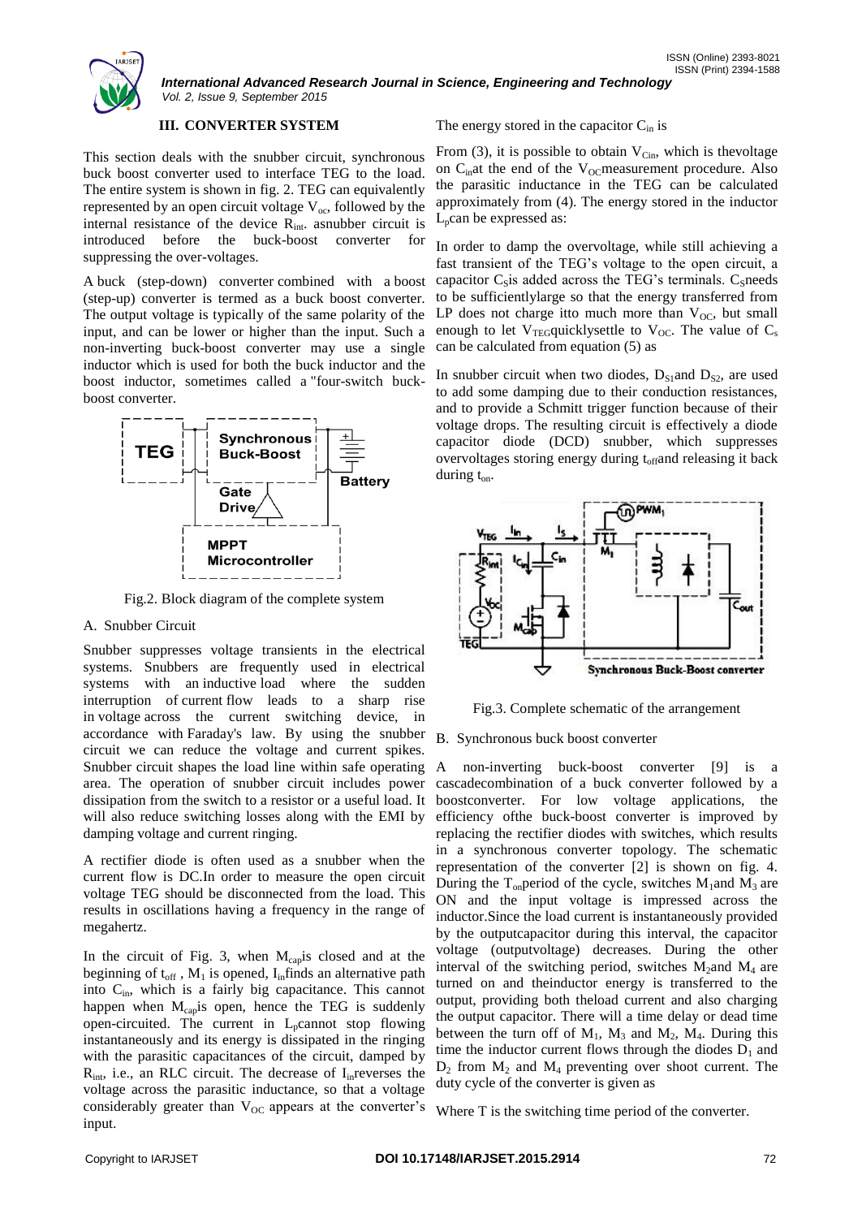### III. CONVERTER SYSTEM

This section deals with the snubber circuit, synchronous buck boost converter used to interface TEG to the load. The entire system is shown in fig. 2. TEG can equivalently represented by an open circuit voltage $V_{oc}$, followed by the internal resistance of the device $R_{int}$. asnubber circuit is introduced before the buck-boost converter for suppressing the over-voltages.

A buck (step-down) converter combined with a boost (step-up) converter is termed as a buck boost converter. The output voltage is typically of the same polarity of the input, and can be lower or higher than the input. Such a non-inverting buck-boost converter may use a single inductor which is used for both the buck inductor and the boost inductor, sometimes called a "four-switch buck-boost converter.

Fig.2. Block diagram of the complete system

#### A. Snubber Circuit

Snubber suppresses voltage transients in the electrical systems. Snubbers are frequently used in electrical systems with an inductive load where the sudden interruption of current flow leads to a sharp rise in voltage across the current switching device, in accordance with Faraday's law. By using the snubber circuit we can reduce the voltage and current spikes. Snubber circuit shapes the load line within safe operating area. The operation of snubber circuit includes power dissipation from the switch to a resistor or a useful load. It will also reduce switching losses along with the EMI by damping voltage and current ringing.

A rectifier diode is often used as a snubber when the current flow is DC.In order to measure the open circuit voltage TEG should be disconnected from the load. This results in oscillations having a frequency in the range of megahertz.

In the circuit of Fig. 3, when $M_{cap}$is closed and at the beginning of $t_{off}$ , $M_1$ is opened, $I_{in}$finds an alternative path into $C_{in}$, which is a fairly big capacitance. This cannot happen when $M_{cap}$is open, hence the TEG is suddenly open-circuited. The current in $L_p$cannot stop flowing instantaneously and its energy is dissipated in the ringing with the parasitic capacitances of the circuit, damped by $R_{int}$, i.e., an RLC circuit. The decrease of $I_{in}$reverses the voltage across the parasitic inductance, so that a voltage considerably greater than $V_{OC}$ appears at the converter's input.

The energy stored in the capacitor $C_{in}$ is

From (3), it is possible to obtain $V_{Cin}$, which is thevoltage on $C_{in}$at the end of the $V_{OC}$measurement procedure. Also the parasitic inductance in the TEG can be calculated approximately from (4). The energy stored in the inductor $L_p$can be expressed as:

In order to damp the overvoltage, while still achieving a fast transient of the TEG's voltage to the open circuit, a capacitor $C_S$is added across the TEG's terminals. $C_S$needs to be sufficientlylarge so that the energy transferred from LP does not charge itto much more than $V_{OC}$, but small enough to let $V_{TEG}$quicklysettle to $V_{OC}$. The value of $C_s$ can be calculated from equation (5) as

In snubber circuit when two diodes, $D_{S1}$and $D_{S2}$, are used to add some damping due to their conduction resistances, and to provide a Schmitt trigger function because of their voltage drops. The resulting circuit is effectively a diode capacitor diode (DCD) snubber, which suppresses overvoltages storing energy during $t_{off}$and releasing it back during $t_{on}$.

Fig.3. Complete schematic of the arrangement

#### B. Synchronous buck boost converter

A non-inverting buck-boost converter [9] is a cascadecombination of a buck converter followed by a boostconverter. For low voltage applications, the efficiency ofthe buck-boost converter is improved by replacing the rectifier diodes with switches, which results in a synchronous converter topology. The schematic representation of the converter [2] is shown on fig. 4. During the $T_{on}$period of the cycle, switches $M_1$and $M_3$ are ON and the input voltage is impressed across the inductor.Since the load current is instantaneously provided by the outputcapacitor during this interval, the capacitor voltage (outputvoltage) decreases. During the other interval of the switching period, switches $M_2$and $M_4$ are turned on and theinductor energy is transferred to the output, providing both theload current and also charging the output capacitor. There will a time delay or dead time between the turn off of $M_1$, $M_3$ and $M_2$, $M_4$. During this time the inductor current flows through the diodes $D_1$ and $D_2$ from $M_2$ and $M_4$ preventing over shoot current. The duty cycle of the converter is given as

Where T is the switching time period of the converter.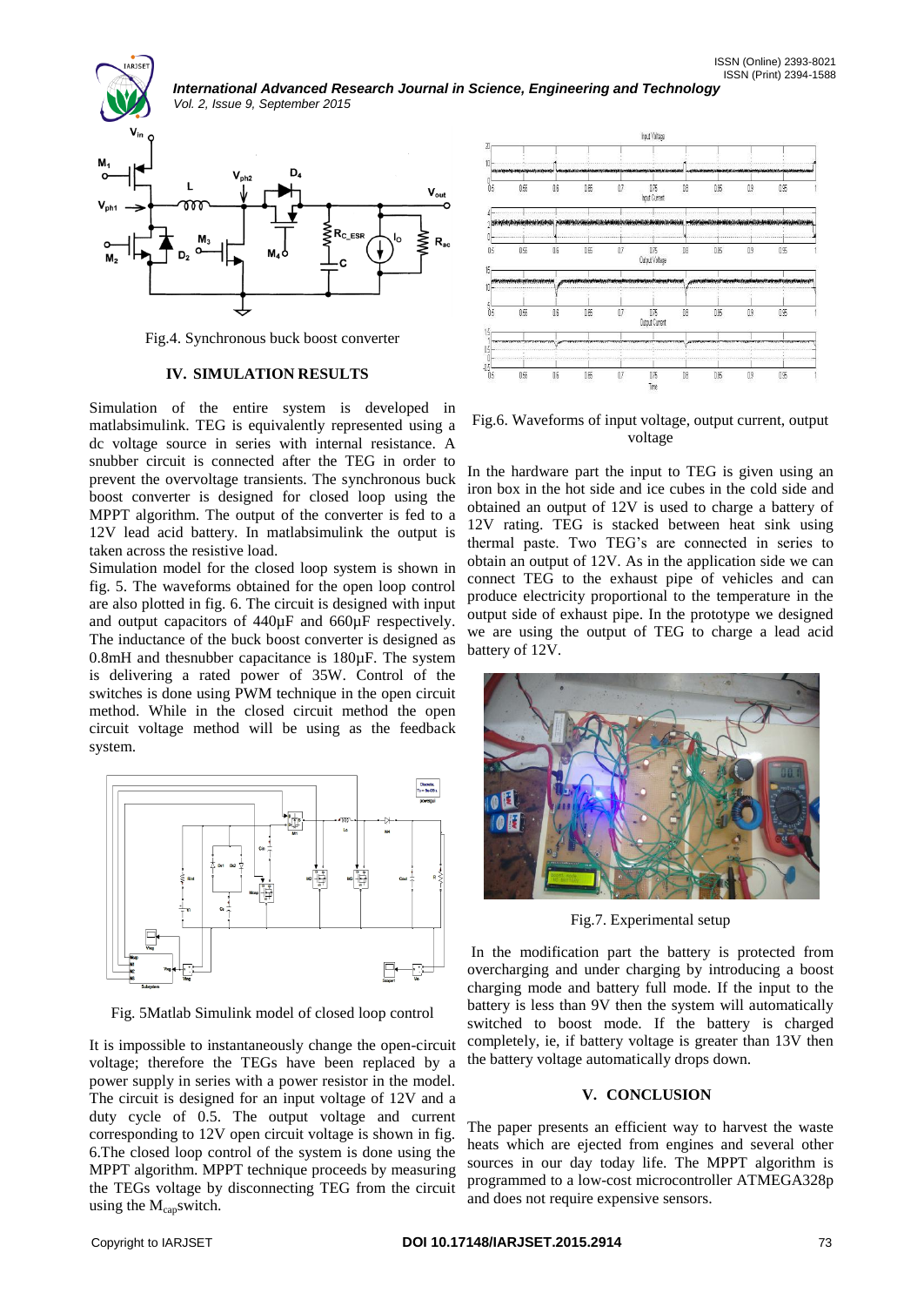Fig.4. Synchronous buck boost converter

## IV. SIMULATION RESULTS

Simulation of the entire system is developed in matlabsimulink. TEG is equivalently represented using a dc voltage source in series with internal resistance. A snubber circuit is connected after the TEG in order to prevent the overvoltage transients. The synchronous buck boost converter is designed for closed loop using the MPPT algorithm. The output of the converter is fed to a 12V lead acid battery. In matlabsimulink the output is taken across the resistive load.

Simulation model for the closed loop system is shown in fig. 5. The waveforms obtained for the open loop control are also plotted in fig. 6. The circuit is designed with input and output capacitors of 440µF and 660µF respectively. The inductance of the buck boost converter is designed as 0.8mH and thesnubber capacitance is 180µF. The system is delivering a rated power of 35W. Control of the switches is done using PWM technique in the open circuit method. While in the closed circuit method the open circuit voltage method will be using as the feedback system.

Fig. 5Matlab Simulink model of closed loop control

It is impossible to instantaneously change the open-circuit voltage; therefore the TEGs have been replaced by a power supply in series with a power resistor in the model. The circuit is designed for an input voltage of 12V and a duty cycle of 0.5. The output voltage and current corresponding to 12V open circuit voltage is shown in fig. 6.The closed loop control of the system is done using the MPPT algorithm. MPPT technique proceeds by measuring the TEGs voltage by disconnecting TEG from the circuit using the $M_{cap}$switch.

Fig.6. Waveforms of input voltage, output current, output voltage

In the hardware part the input to TEG is given using an iron box in the hot side and ice cubes in the cold side and obtained an output of 12V is used to charge a battery of 12V rating. TEG is stacked between heat sink using thermal paste. Two TEG's are connected in series to obtain an output of 12V. As in the application we can connect TEG to the exhaust pipe of vehicles and can produce electricity proportional to the temperature in the output side of exhaust pipe. In the prototype we designed we are using the output of TEG to charge a lead acid battery of 12V.

Fig.7. Experimental setup

In the modification part the battery is protected from overcharging and under charging by introducing a boost charging mode and battery full mode. If the input to the battery is less than 9V then the system will automatically switched to boost mode. If the battery is charged completely, ie, if battery voltage is greater than 13V then the battery voltage automatically drops down.

## V. CONCLUSION

The paper presents an efficient way to harvest the waste heats which are ejected from engines and several other sources in our day today life. The MPPT algorithm is programmed to a low-cost microcontroller ATMEGA328p and does not require expensive sensors.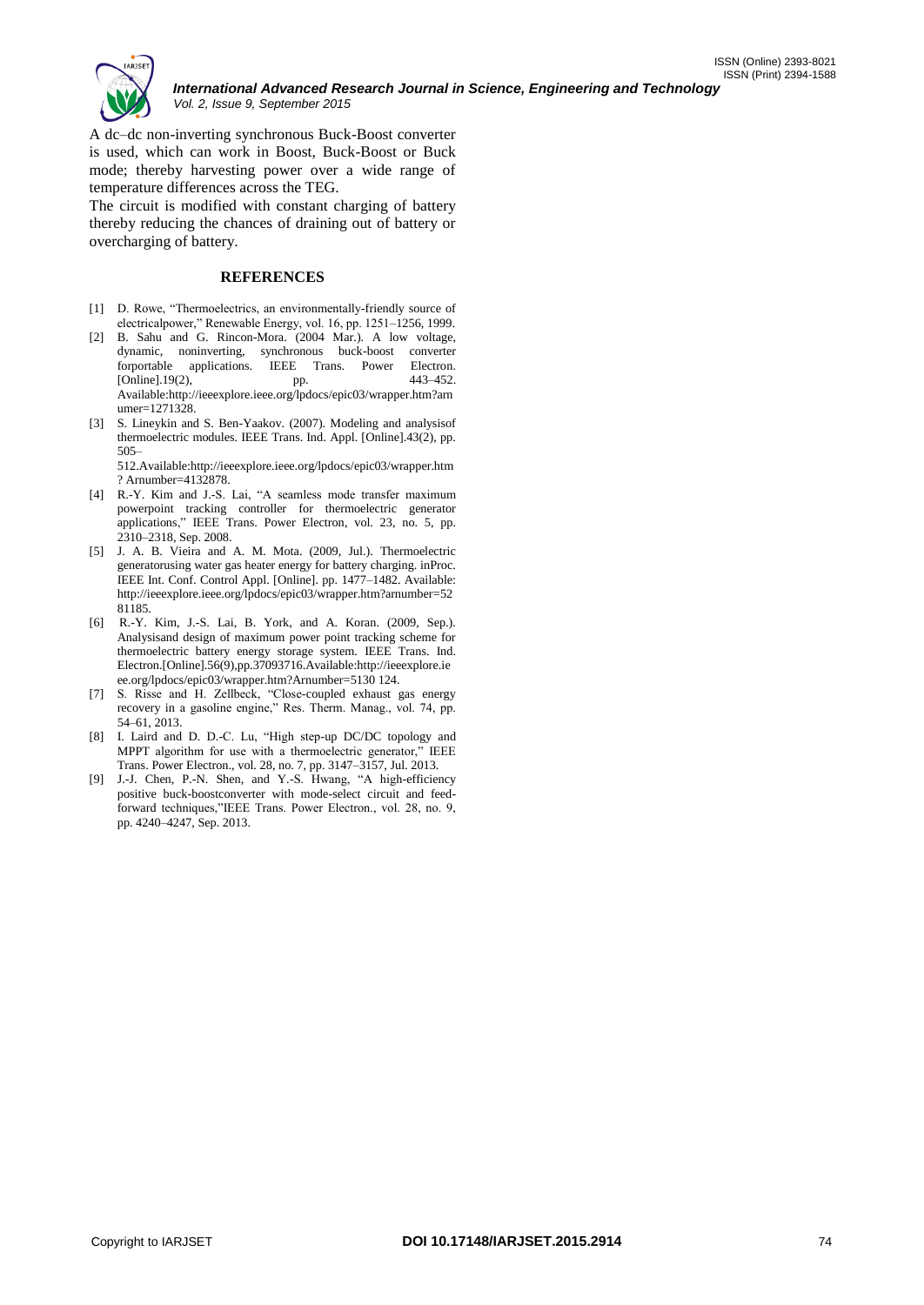A dc–dc non-inverting synchronous Buck-Boost converter is used, which can work in Boost, Buck-Boost or Buck mode; thereby harvesting power over a wide range of temperature differences across the TEG.

The circuit is modified with constant charging of battery thereby reducing the chances of draining out of battery or overcharging of battery.

## REFERENCES

[1] D. Rowe, "Thermoelectrics, an environmentally-friendly source of electricalpower," Renewable Energy, vol. 16, pp. 1251–1256, 1999.

[2] B. Sahu and G. Rincon-Mora. (2004 Mar.). A low voltage, dynamic, noninverting, synchronous buck-boost converter forportable applications. IEEE Trans. Power Electron. [Online].19(2), pp. 443–452. Available:http://ieeexplore.ieee.org/lpdocs/epic03/wrapper.htm?arnumber=1271328.

[3] S. Lineykin and S. Ben-Yaakov. (2007). Modeling and analysisof thermoelectric modules. IEEE Trans. Ind. Appl. [Online].43(2), pp. 505–512.Available:http://ieeexplore.ieee.org/lpdocs/epic03/wrapper.htm? Arnumber=4132878.

[4] R.-Y. Kim and J.-S. Lai, "A seamless mode transfer maximum powerpoint tracking controller for thermoelectric generator applications," IEEE Trans. Power Electron, vol. 23, no. 5, pp. 2310–2318, Sep. 2008.

[5] J. A. B. Vieira and A. M. Mota. (2009, Jul.). Thermoelectric generatorusing water gas heater energy for battery charging. inProc. IEEE Int. Conf. Control Appl. [Online]. pp. 1477–1482. Available: http://ieeexplore.ieee.org/lpdocs/epic03/wrapper.htm?arnumber=5281185.

[6] R.-Y. Kim, J.-S. Lai, B. York, and A. Koran. (2009, Sep.). Analysisand design of maximum power point tracking scheme for thermoelectric battery energy storage system. IEEE Trans. Ind. Electron.[Online].56(9),pp.37093716.Available:http://ieeexplore.ieee.org/lpdocs/epic03/wrapper.htm?Arnumber=5130 124.

[7] S. Risse and H. Zellbeck, "Close-coupled exhaust gas energy recovery in a gasoline engine," Res. Therm. Manag., vol. 74, pp. 54–61, 2013.

[8] I. Laird and D. D.-C. Lu, "High step-up DC/DC topology and MPPT algorithm for use with a thermoelectric generator," IEEE Trans. Power Electron., vol. 28, no. 7, pp. 3147–3157, Jul. 2013.

[9] J.-J. Chen, P.-N. Shen, and Y.-S. Hwang, "A high-efficiency positive buck-boostconverter with mode-select circuit and feed-forward techniques,"IEEE Trans. Power Electron., vol. 28, no. 9, pp. 4240–4247, Sep. 2013.